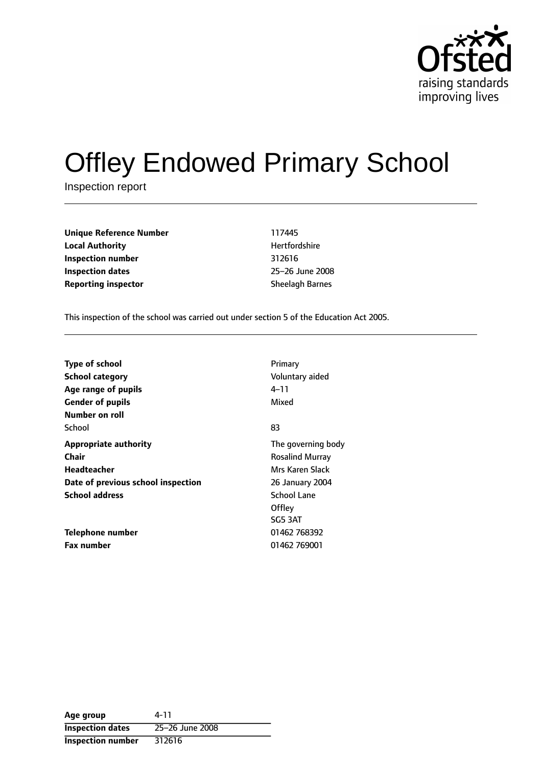# Offley Endowed Primary School

Inspection report

| | |
|---|---|
| **Unique Reference Number** | 117445 |
| **Local Authority** | Hertfordshire |
| **Inspection number** | 312616 |
| **Inspection dates** | 25–26 June 2008 |
| **Reporting inspector** | Sheelagh Barnes |

This inspection of the school was carried out under section 5 of the Education Act 2005.

| | |
|---|---|
| **Type of school** | Primary |
| **School category** | Voluntary aided |
| **Age range of pupils** | 4–11 |
| **Gender of pupils** | Mixed |
| **Number on roll** | |
| School | 83 |
| **Appropriate authority** | The governing body |
| **Chair** | Rosalind Murray |
| **Headteacher** | Mrs Karen Slack |
| **Date of previous school inspection** | 26 January 2004 |
| **School address** | School Lane<br>Offley<br>SG5 3AT |
| **Telephone number** | 01462 768392 |
| **Fax number** | 01462 769001 |

| | |
|---|---|
| **Age group** | 4-11 |
| **Inspection dates** | 25–26 June 2008 |
| **Inspection number** | 312616 |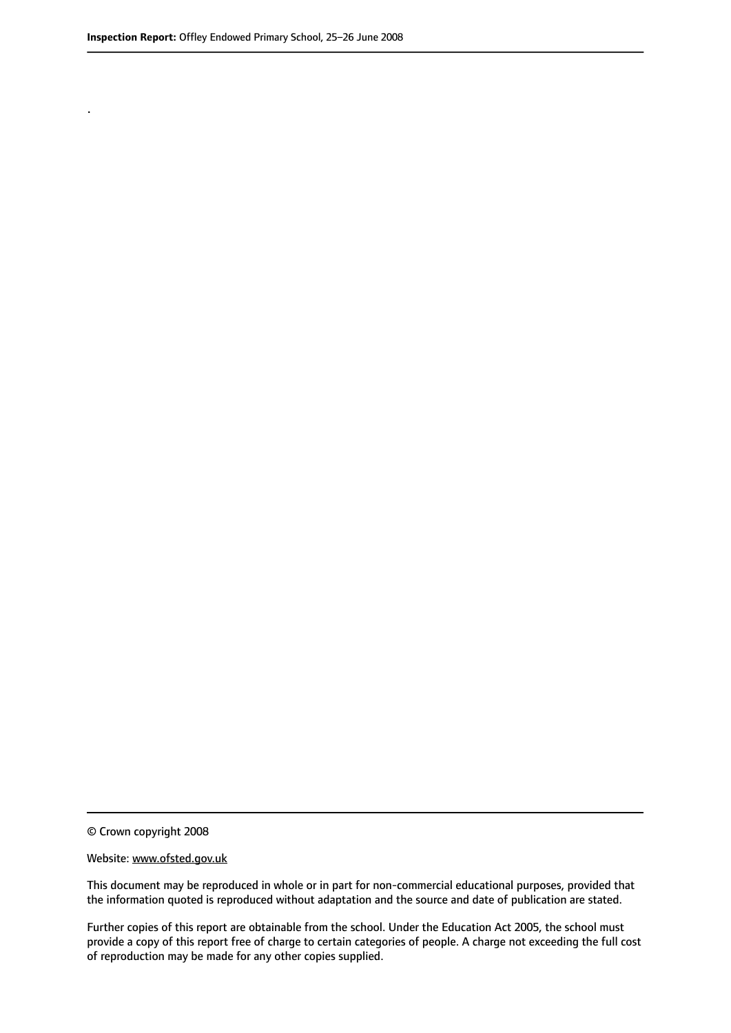.

© Crown copyright 2008

Website: www.ofsted.gov.uk

This document may be reproduced in whole or in part for non-commercial educational purposes, provided that the information quoted is reproduced without adaptation and the source and date of publication are stated.

Further copies of this report are obtainable from the school. Under the Education Act 2005, the school must provide a copy of this report free of charge to certain categories of people. A charge not exceeding the full cost of reproduction may be made for any other copies supplied.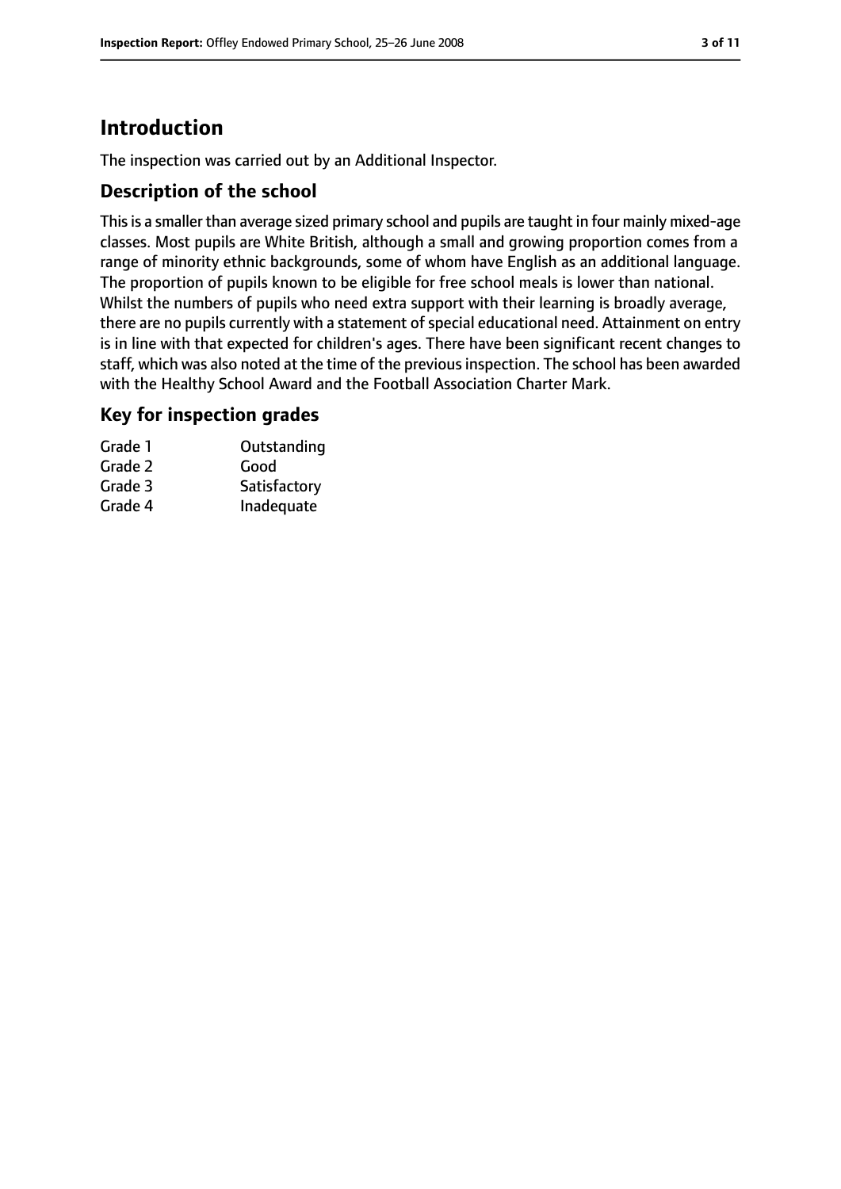# Introduction

The inspection was carried out by an Additional Inspector.

## Description of the school

This is a smaller than average sized primary school and pupils are taught in four mainly mixed-age classes. Most pupils are White British, although a small and growing proportion comes from a range of minority ethnic backgrounds, some of whom have English as an additional language. The proportion of pupils known to be eligible for free school meals is lower than national. Whilst the numbers of pupils who need extra support with their learning is broadly average, there are no pupils currently with a statement of special educational need. Attainment on entry is in line with that expected for children's ages. There have been significant recent changes to staff, which was also noted at the time of the previous inspection. The school has been awarded with the Healthy School Award and the Football Association Charter Mark.

## Key for inspection grades

| | |
|---|---|
| Grade 1 | Outstanding |
| Grade 2 | Good |
| Grade 3 | Satisfactory |
| Grade 4 | Inadequate |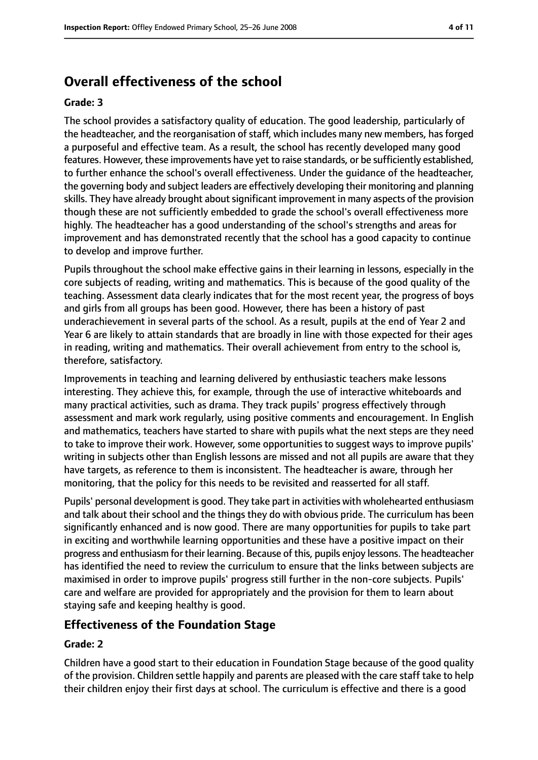## Overall effectiveness of the school

### Grade: 3

The school provides a satisfactory quality of education. The good leadership, particularly of the headteacher, and the reorganisation of staff, which includes many new members, has forged a purposeful and effective team. As a result, the school has recently developed many good features. However, these improvements have yet to raise standards, or be sufficiently established, to further enhance the school's overall effectiveness. Under the guidance of the headteacher, the governing body and subject leaders are effectively developing their monitoring and planning skills. They have already brought about significant improvement in many aspects of the provision though these are not sufficiently embedded to grade the school's overall effectiveness more highly. The headteacher has a good understanding of the school's strengths and areas for improvement and has demonstrated recently that the school has a good capacity to continue to develop and improve further.

Pupils throughout the school make effective gains in their learning in lessons, especially in the core subjects of reading, writing and mathematics. This is because of the good quality of the teaching. Assessment data clearly indicates that for the most recent year, the progress of boys and girls from all groups has been good. However, there has been a history of past underachievement in several parts of the school. As a result, pupils at the end of Year 2 and Year 6 are likely to attain standards that are broadly in line with those expected for their ages in reading, writing and mathematics. Their overall achievement from entry to the school is, therefore, satisfactory.

Improvements in teaching and learning delivered by enthusiastic teachers make lessons interesting. They achieve this, for example, through the use of interactive whiteboards and many practical activities, such as drama. They track pupils' progress effectively through assessment and mark work regularly, using positive comments and encouragement. In English and mathematics, teachers have started to share with pupils what the next steps are they need to take to improve their work. However, some opportunities to suggest ways to improve pupils' writing in subjects other than English lessons are missed and not all pupils are aware that they have targets, as reference to them is inconsistent. The headteacher is aware, through her monitoring, that the policy for this needs to be revisited and reasserted for all staff.

Pupils' personal development is good. They take part in activities with wholehearted enthusiasm and talk about their school and the things they do with obvious pride. The curriculum has been significantly enhanced and is now good. There are many opportunities for pupils to take part in exciting and worthwhile learning opportunities and these have a positive impact on their progress and enthusiasm for their learning. Because of this, pupils enjoy lessons. The headteacher has identified the need to review the curriculum to ensure that the links between subjects are maximised in order to improve pupils' progress still further in the non-core subjects. Pupils' care and welfare are provided for appropriately and the provision for them to learn about staying safe and keeping healthy is good.

## Effectiveness of the Foundation Stage

### Grade: 2

Children have a good start to their education in Foundation Stage because of the good quality of the provision. Children settle happily and parents are pleased with the care staff take to help their children enjoy their first days at school. The curriculum is effective and there is a good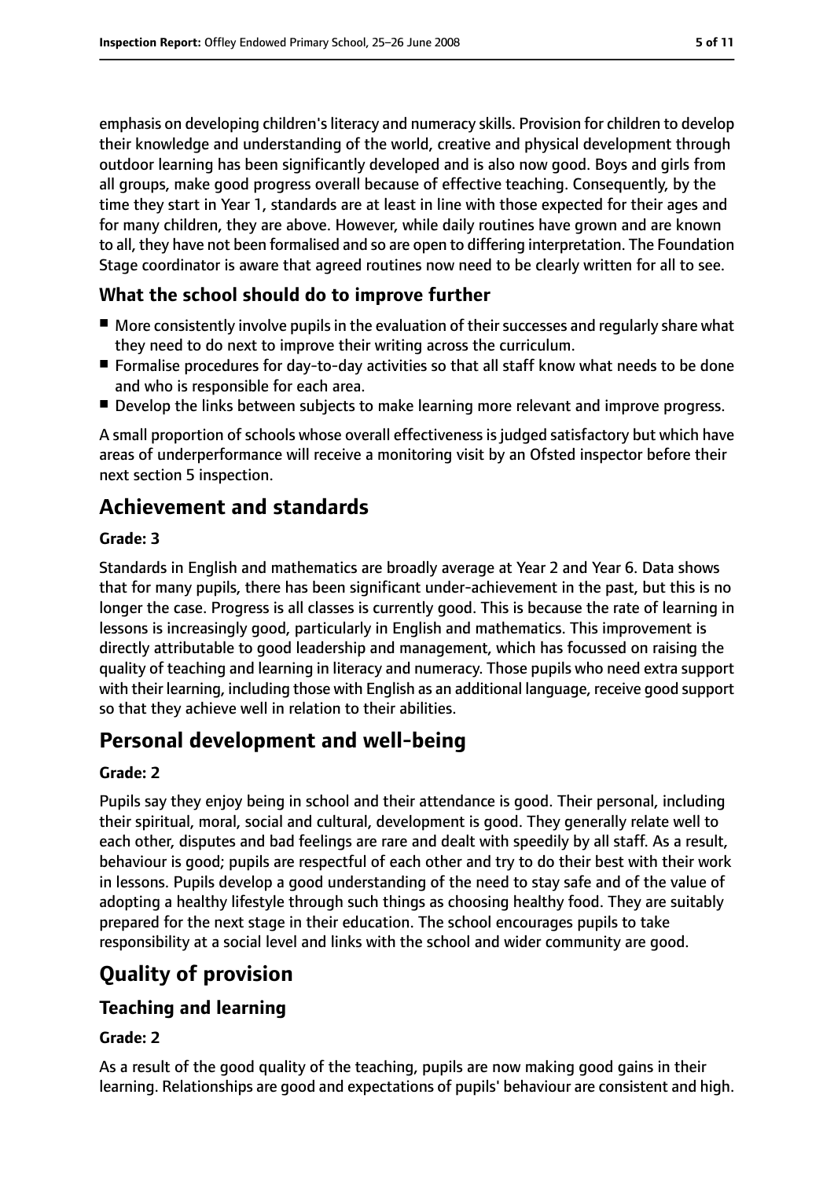emphasis on developing children's literacy and numeracy skills. Provision for children to develop their knowledge and understanding of the world, creative and physical development through outdoor learning has been significantly developed and is also now good. Boys and girls from all groups, make good progress overall because of effective teaching. Consequently, by the time they start in Year 1, standards are at least in line with those expected for their ages and for many children, they are above. However, while daily routines have grown and are known to all, they have not been formalised and so are open to differing interpretation. The Foundation Stage coordinator is aware that agreed routines now need to be clearly written for all to see.

### What the school should do to improve further

- More consistently involve pupils in the evaluation of their successes and regularly share what they need to do next to improve their writing across the curriculum.
- Formalise procedures for day-to-day activities so that all staff know what needs to be done and who is responsible for each area.
- Develop the links between subjects to make learning more relevant and improve progress.

A small proportion of schools whose overall effectiveness is judged satisfactory but which have areas of underperformance will receive a monitoring visit by an Ofsted inspector before their next section 5 inspection.

## Achievement and standards

#### Grade: 3

Standards in English and mathematics are broadly average at Year 2 and Year 6. Data shows that for many pupils, there has been significant under-achievement in the past, but this is no longer the case. Progress is all classes is currently good. This is because the rate of learning in lessons is increasingly good, particularly in English and mathematics. This improvement is directly attributable to good leadership and management, which has focussed on raising the quality of teaching and learning in literacy and numeracy. Those pupils who need extra support with their learning, including those with English as an additional language, receive good support so that they achieve well in relation to their abilities.

## Personal development and well-being

#### Grade: 2

Pupils say they enjoy being in school and their attendance is good. Their personal, including their spiritual, moral, social and cultural, development is good. They generally relate well to each other, disputes and bad feelings are rare and dealt with speedily by all staff. As a result, behaviour is good; pupils are respectful of each other and try to do their best with their work in lessons. Pupils develop a good understanding of the need to stay safe and of the value of adopting a healthy lifestyle through such things as choosing healthy food. They are suitably prepared for the next stage in their education. The school encourages pupils to take responsibility at a social level and links with the school and wider community are good.

## Quality of provision

### Teaching and learning

#### Grade: 2

As a result of the good quality of the teaching, pupils are now making good gains in their learning. Relationships are good and expectations of pupils' behaviour are consistent and high.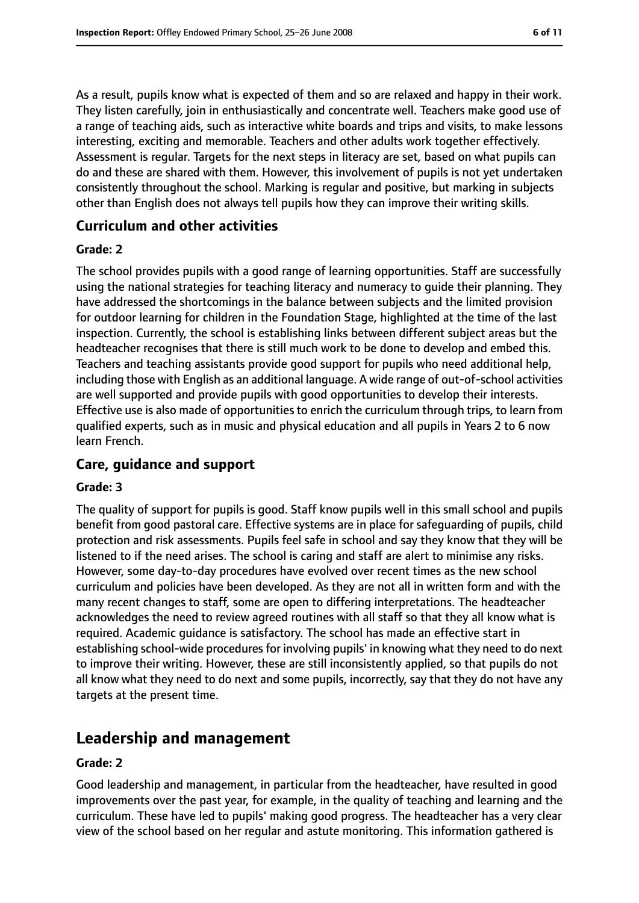As a result, pupils know what is expected of them and so are relaxed and happy in their work. They listen carefully, join in enthusiastically and concentrate well. Teachers make good use of a range of teaching aids, such as interactive white boards and trips and visits, to make lessons interesting, exciting and memorable. Teachers and other adults work together effectively. Assessment is regular. Targets for the next steps in literacy are set, based on what pupils can do and these are shared with them. However, this involvement of pupils is not yet undertaken consistently throughout the school. Marking is regular and positive, but marking in subjects other than English does not always tell pupils how they can improve their writing skills.

### Curriculum and other activities

#### Grade: 2

The school provides pupils with a good range of learning opportunities. Staff are successfully using the national strategies for teaching literacy and numeracy to guide their planning. They have addressed the shortcomings in the balance between subjects and the limited provision for outdoor learning for children in the Foundation Stage, highlighted at the time of the last inspection. Currently, the school is establishing links between different subject areas but the headteacher recognises that there is still much work to be done to develop and embed this. Teachers and teaching assistants provide good support for pupils who need additional help, including those with English as an additional language. A wide range of out-of-school activities are well supported and provide pupils with good opportunities to develop their interests. Effective use is also made of opportunities to enrich the curriculum through trips, to learn from qualified experts, such as in music and physical education and all pupils in Years 2 to 6 now learn French.

### Care, guidance and support

#### Grade: 3

The quality of support for pupils is good. Staff know pupils well in this small school and pupils benefit from good pastoral care. Effective systems are in place for safeguarding of pupils, child protection and risk assessments. Pupils feel safe in school and say they know that they will be listened to if the need arises. The school is caring and staff are alert to minimise any risks. However, some day-to-day procedures have evolved over recent times as the new school curriculum and policies have been developed. As they are not all in written form and with the many recent changes to staff, some are open to differing interpretations. The headteacher acknowledges the need to review agreed routines with all staff so that they all know what is required. Academic guidance is satisfactory. The school has made an effective start in establishing school-wide procedures for involving pupils' in knowing what they need to do next to improve their writing. However, these are still inconsistently applied, so that pupils do not all know what they need to do next and some pupils, incorrectly, say that they do not have any targets at the present time.

## Leadership and management

#### Grade: 2

Good leadership and management, in particular from the headteacher, have resulted in good improvements over the past year, for example, in the quality of teaching and learning and the curriculum. These have led to pupils' making good progress. The headteacher has a very clear view of the school based on her regular and astute monitoring. This information gathered is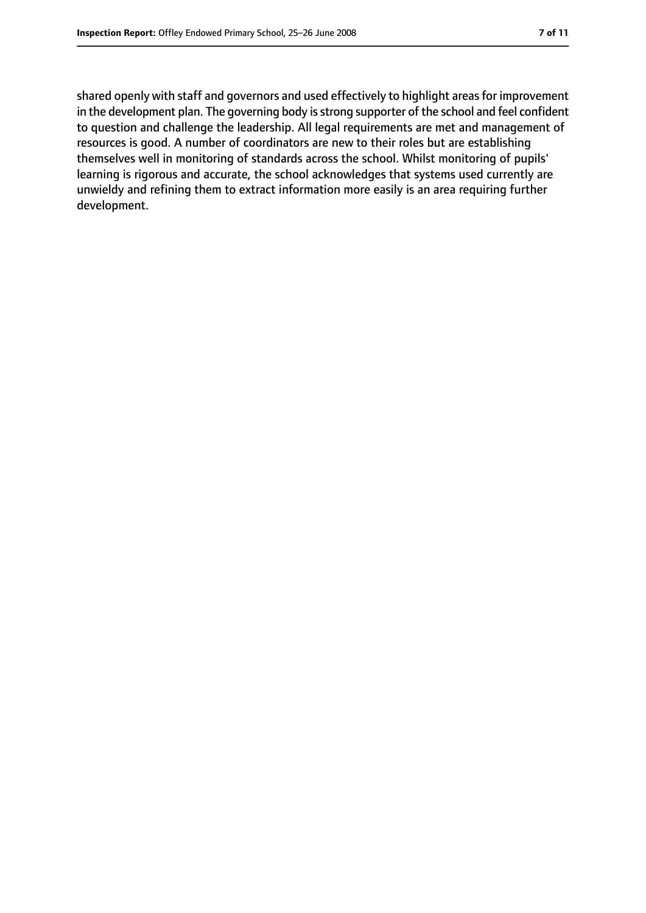shared openly with staff and governors and used effectively to highlight areas for improvement in the development plan. The governing body is strong supporter of the school and feel confident to question and challenge the leadership. All legal requirements are met and management of resources is good. A number of coordinators are new to their roles but are establishing themselves well in monitoring of standards across the school. Whilst monitoring of pupils' learning is rigorous and accurate, the school acknowledges that systems used currently are unwieldy and refining them to extract information more easily is an area requiring further development.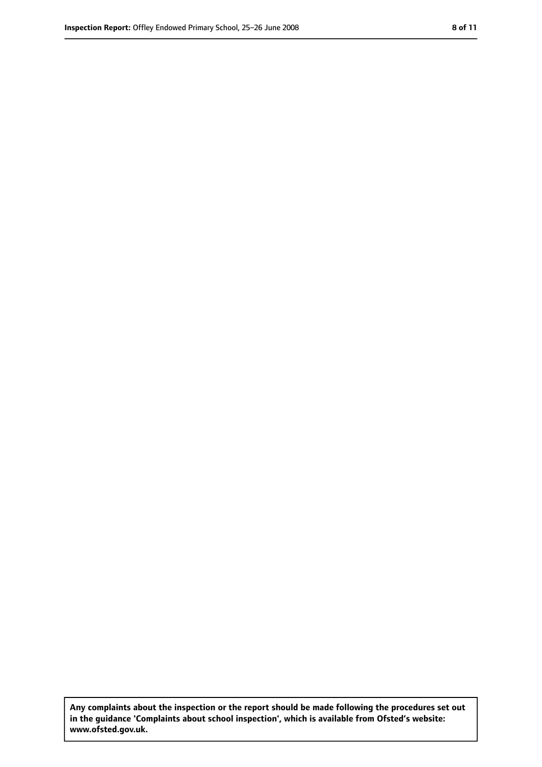**Any complaints about the inspection or the report should be made following the procedures set out in the guidance 'Complaints about school inspection', which is available from Ofsted's website: www.ofsted.gov.uk.**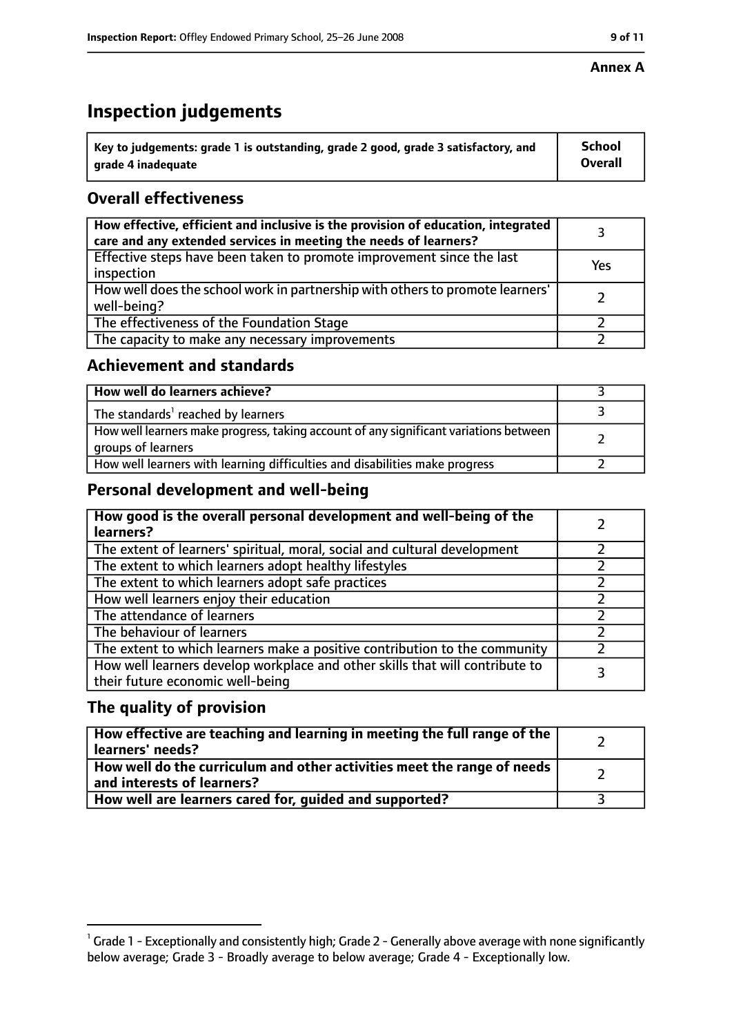**Annex A**

# Inspection judgements

| Key to judgements: grade 1 is outstanding, grade 2 good, grade 3 satisfactory, and grade 4 inadequate | School Overall |
|---|---|

## Overall effectiveness

| | |
|---|---|
| How effective, efficient and inclusive is the provision of education, integrated care and any extended services in meeting the needs of learners? | 3 |
| Effective steps have been taken to promote improvement since the last inspection | Yes |
| How well does the school work in partnership with others to promote learners' well-being? | 2 |
| The effectiveness of the Foundation Stage | 2 |
| The capacity to make any necessary improvements | 2 |

## Achievement and standards

| | |
|---|---|
| How well do learners achieve? | 3 |
| The standards[1] reached by learners | 3 |
| How well learners make progress, taking account of any significant variations between groups of learners | 2 |
| How well learners with learning difficulties and disabilities make progress | 2 |

## Personal development and well-being

| | |
|---|---|
| How good is the overall personal development and well-being of the learners? | 2 |
| The extent of learners' spiritual, moral, social and cultural development | 2 |
| The extent to which learners adopt healthy lifestyles | 2 |
| The extent to which learners adopt safe practices | 2 |
| How well learners enjoy their education | 2 |
| The attendance of learners | 2 |
| The behaviour of learners | 2 |
| The extent to which learners make a positive contribution to the community | 2 |
| How well learners develop workplace and other skills that will contribute to their future economic well-being | 3 |

## The quality of provision

| | |
|---|---|
| How effective are teaching and learning in meeting the full range of the learners' needs? | 2 |
| How well do the curriculum and other activities meet the range of needs and interests of learners? | 2 |
| How well are learners cared for, guided and supported? | 3 |

[1] Grade 1 - Exceptionally and consistently high; Grade 2 - Generally above average with none significantly below average; Grade 3 - Broadly average to below average; Grade 4 - Exceptionally low.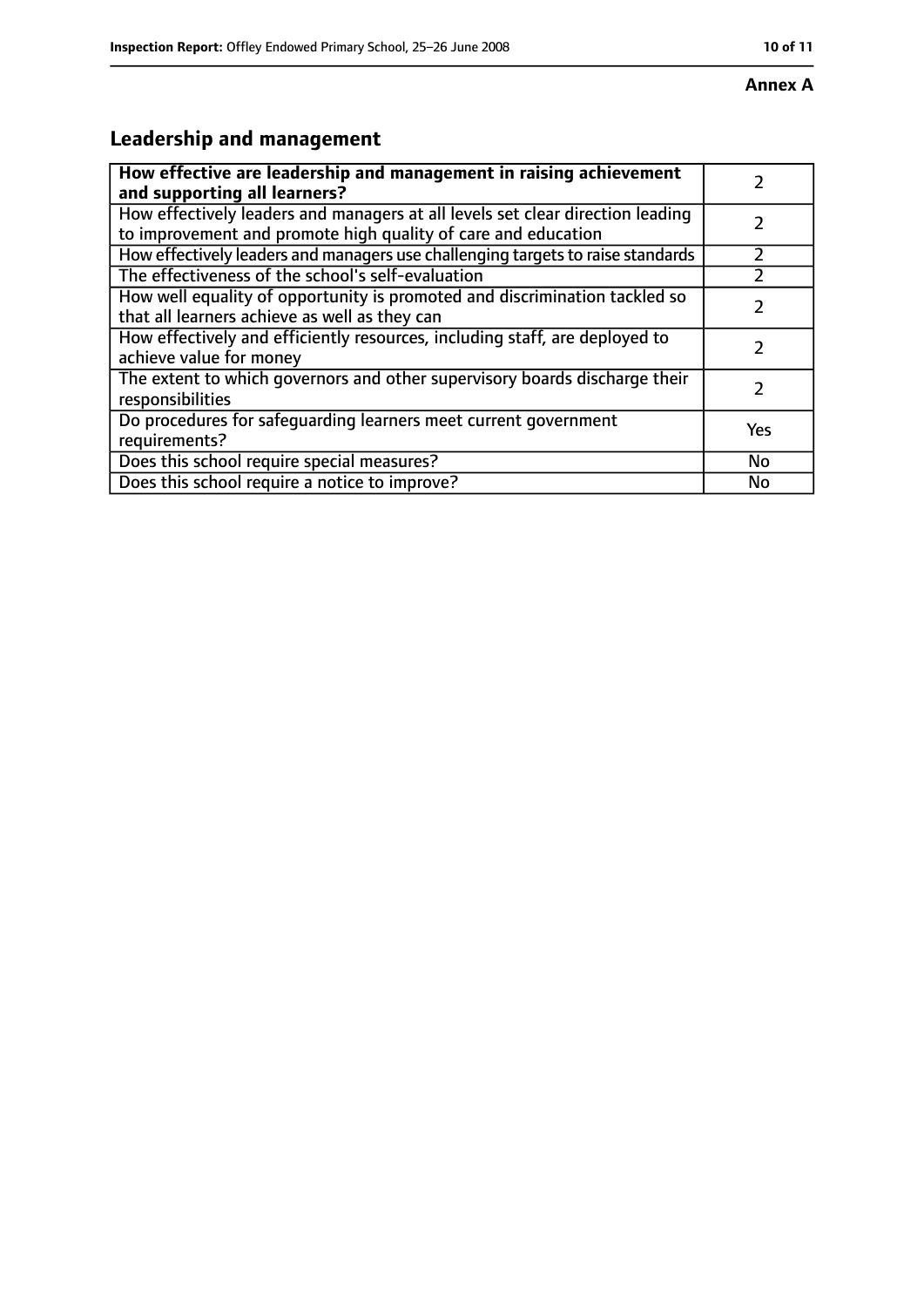**Annex A**

## Leadership and management

| **How effective are leadership and management in raising achievement and supporting all learners?** | 2 |
|---|---|
| How effectively leaders and managers at all levels set clear direction leading to improvement and promote high quality of care and education | 2 |
| How effectively leaders and managers use challenging targets to raise standards | 2 |
| The effectiveness of the school's self-evaluation | 2 |
| How well equality of opportunity is promoted and discrimination tackled so that all learners achieve as well as they can | 2 |
| How effectively and efficiently resources, including staff, are deployed to achieve value for money | 2 |
| The extent to which governors and other supervisory boards discharge their responsibilities | 2 |
| Do procedures for safeguarding learners meet current government requirements? | Yes |
| Does this school require special measures? | No |
| Does this school require a notice to improve? | No |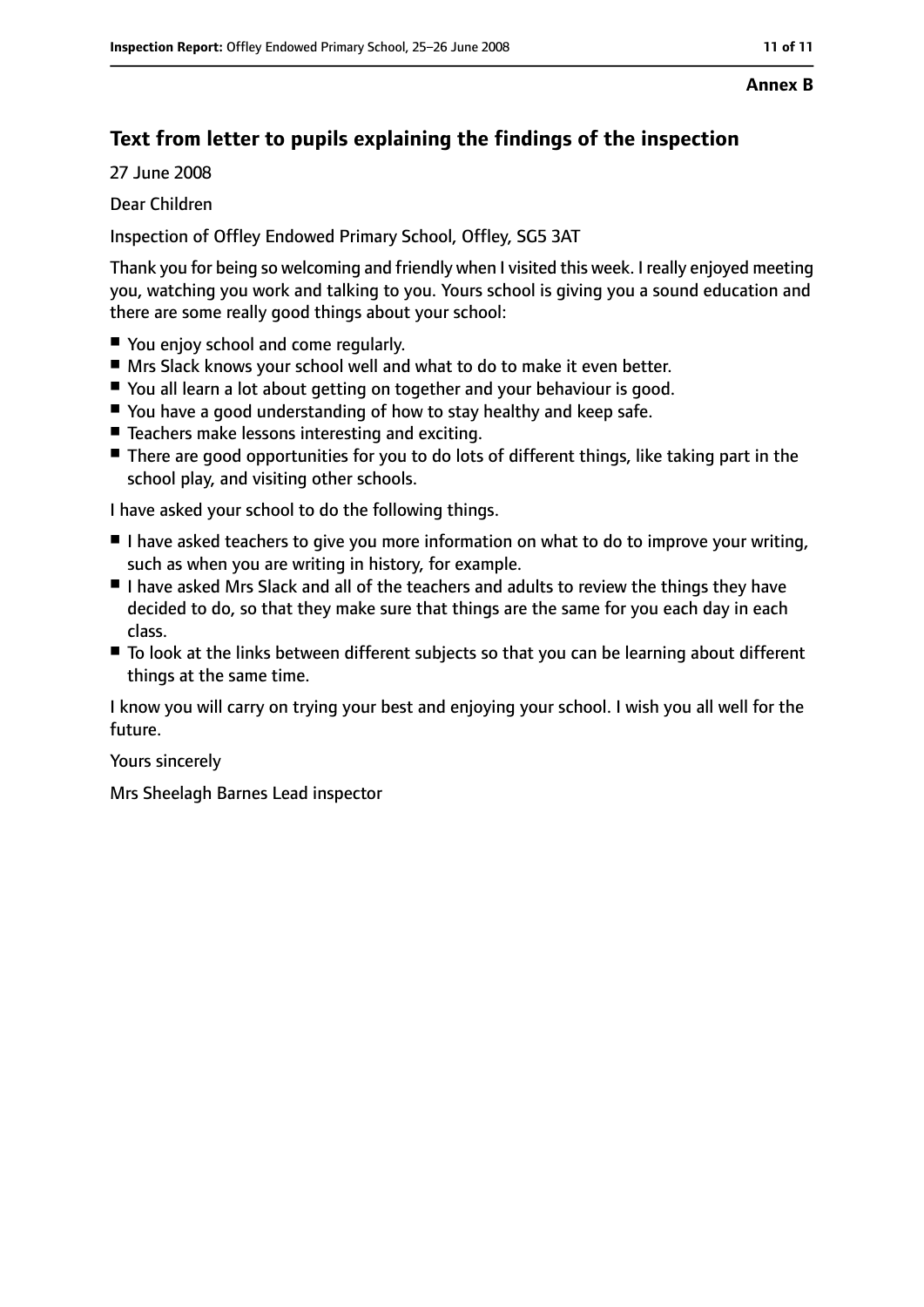**Annex B**

## Text from letter to pupils explaining the findings of the inspection

27 June 2008

Dear Children

Inspection of Offley Endowed Primary School, Offley, SG5 3AT

Thank you for being so welcoming and friendly when I visited this week. I really enjoyed meeting you, watching you work and talking to you. Yours school is giving you a sound education and there are some really good things about your school:

- You enjoy school and come regularly.
- Mrs Slack knows your school well and what to do to make it even better.
- You all learn a lot about getting on together and your behaviour is good.
- You have a good understanding of how to stay healthy and keep safe.
- Teachers make lessons interesting and exciting.
- There are good opportunities for you to do lots of different things, like taking part in the school play, and visiting other schools.

I have asked your school to do the following things.

- I have asked teachers to give you more information on what to do to improve your writing, such as when you are writing in history, for example.
- I have asked Mrs Slack and all of the teachers and adults to review the things they have decided to do, so that they make sure that things are the same for you each day in each class.
- To look at the links between different subjects so that you can be learning about different things at the same time.

I know you will carry on trying your best and enjoying your school. I wish you all well for the future.

Yours sincerely

Mrs Sheelagh Barnes Lead inspector